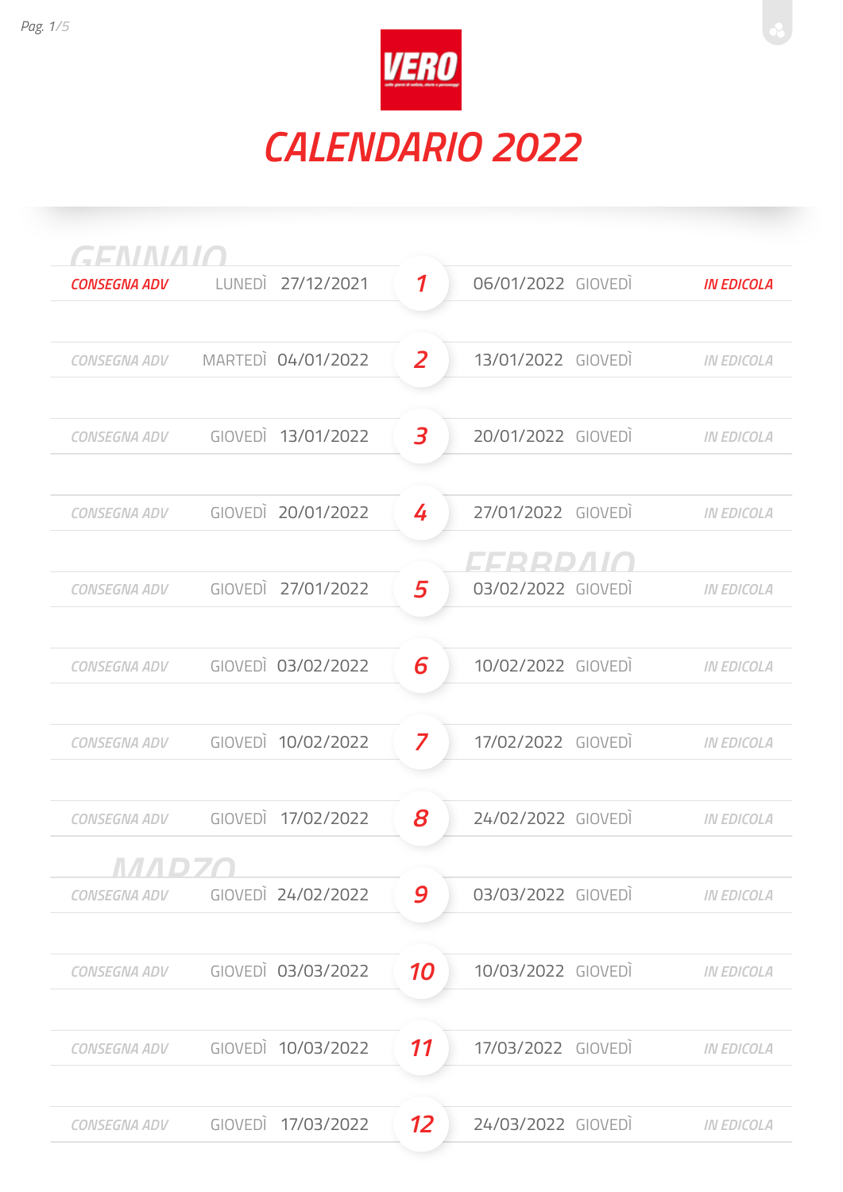# VERO

# CALENDARIO 2022

## GENNAIO

| CONSEGNA ADV | | | N. | | | IN EDICOLA |
|---|---|---|---|---|---|---|
| CONSEGNA ADV | LUNEDÌ | 27/12/2021 | 1 | 06/01/2022 | GIOVEDÌ | IN EDICOLA |
| CONSEGNA ADV | MARTEDÌ | 04/01/2022 | 2 | 13/01/2022 | GIOVEDÌ | IN EDICOLA |
| CONSEGNA ADV | GIOVEDÌ | 13/01/2022 | 3 | 20/01/2022 | GIOVEDÌ | IN EDICOLA |
| CONSEGNA ADV | GIOVEDÌ | 20/01/2022 | 4 | 27/01/2022 | GIOVEDÌ | IN EDICOLA |

## FEBBRAIO

| CONSEGNA ADV | | | N. | | | IN EDICOLA |
|---|---|---|---|---|---|---|
| CONSEGNA ADV | GIOVEDÌ | 27/01/2022 | 5 | 03/02/2022 | GIOVEDÌ | IN EDICOLA |
| CONSEGNA ADV | GIOVEDÌ | 03/02/2022 | 6 | 10/02/2022 | GIOVEDÌ | IN EDICOLA |
| CONSEGNA ADV | GIOVEDÌ | 10/02/2022 | 7 | 17/02/2022 | GIOVEDÌ | IN EDICOLA |
| CONSEGNA ADV | GIOVEDÌ | 17/02/2022 | 8 | 24/02/2022 | GIOVEDÌ | IN EDICOLA |

## MARZO

| CONSEGNA ADV | | | N. | | | IN EDICOLA |
|---|---|---|---|---|---|---|
| CONSEGNA ADV | GIOVEDÌ | 24/02/2022 | 9 | 03/03/2022 | GIOVEDÌ | IN EDICOLA |
| CONSEGNA ADV | GIOVEDÌ | 03/03/2022 | 10 | 10/03/2022 | GIOVEDÌ | IN EDICOLA |
| CONSEGNA ADV | GIOVEDÌ | 10/03/2022 | 11 | 17/03/2022 | GIOVEDÌ | IN EDICOLA |
| CONSEGNA ADV | GIOVEDÌ | 17/03/2022 | 12 | 24/03/2022 | GIOVEDÌ | IN EDICOLA |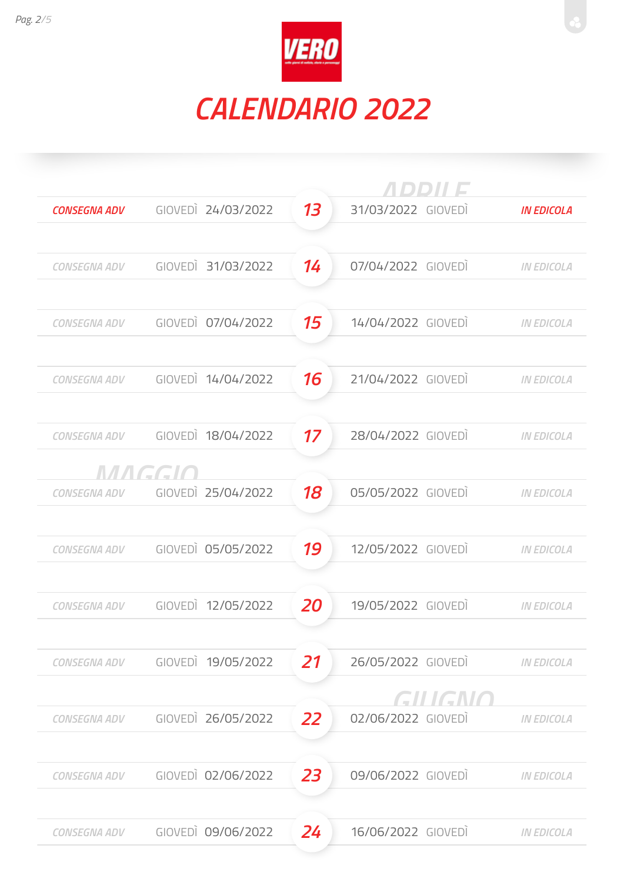VERO

# CALENDARIO 2022

| | | | N. | | | |
|---|---|---|---|---|---|---|
| | | | | APRILE | | |
| CONSEGNA ADV | GIOVEDÌ | 24/03/2022 | 13 | 31/03/2022 | GIOVEDÌ | IN EDICOLA |
| CONSEGNA ADV | GIOVEDÌ | 31/03/2022 | 14 | 07/04/2022 | GIOVEDÌ | IN EDICOLA |
| CONSEGNA ADV | GIOVEDÌ | 07/04/2022 | 15 | 14/04/2022 | GIOVEDÌ | IN EDICOLA |
| CONSEGNA ADV | GIOVEDÌ | 14/04/2022 | 16 | 21/04/2022 | GIOVEDÌ | IN EDICOLA |
| CONSEGNA ADV | GIOVEDÌ | 18/04/2022 | 17 | 28/04/2022 | GIOVEDÌ | IN EDICOLA |
| | MAGGIO | | | | | |
| CONSEGNA ADV | GIOVEDÌ | 25/04/2022 | 18 | 05/05/2022 | GIOVEDÌ | IN EDICOLA |
| CONSEGNA ADV | GIOVEDÌ | 05/05/2022 | 19 | 12/05/2022 | GIOVEDÌ | IN EDICOLA |
| CONSEGNA ADV | GIOVEDÌ | 12/05/2022 | 20 | 19/05/2022 | GIOVEDÌ | IN EDICOLA |
| CONSEGNA ADV | GIOVEDÌ | 19/05/2022 | 21 | 26/05/2022 | GIOVEDÌ | IN EDICOLA |
| | | | | GIUGNO | | |
| CONSEGNA ADV | GIOVEDÌ | 26/05/2022 | 22 | 02/06/2022 | GIOVEDÌ | IN EDICOLA |
| CONSEGNA ADV | GIOVEDÌ | 02/06/2022 | 23 | 09/06/2022 | GIOVEDÌ | IN EDICOLA |
| CONSEGNA ADV | GIOVEDÌ | 09/06/2022 | 24 | 16/06/2022 | GIOVEDÌ | IN EDICOLA |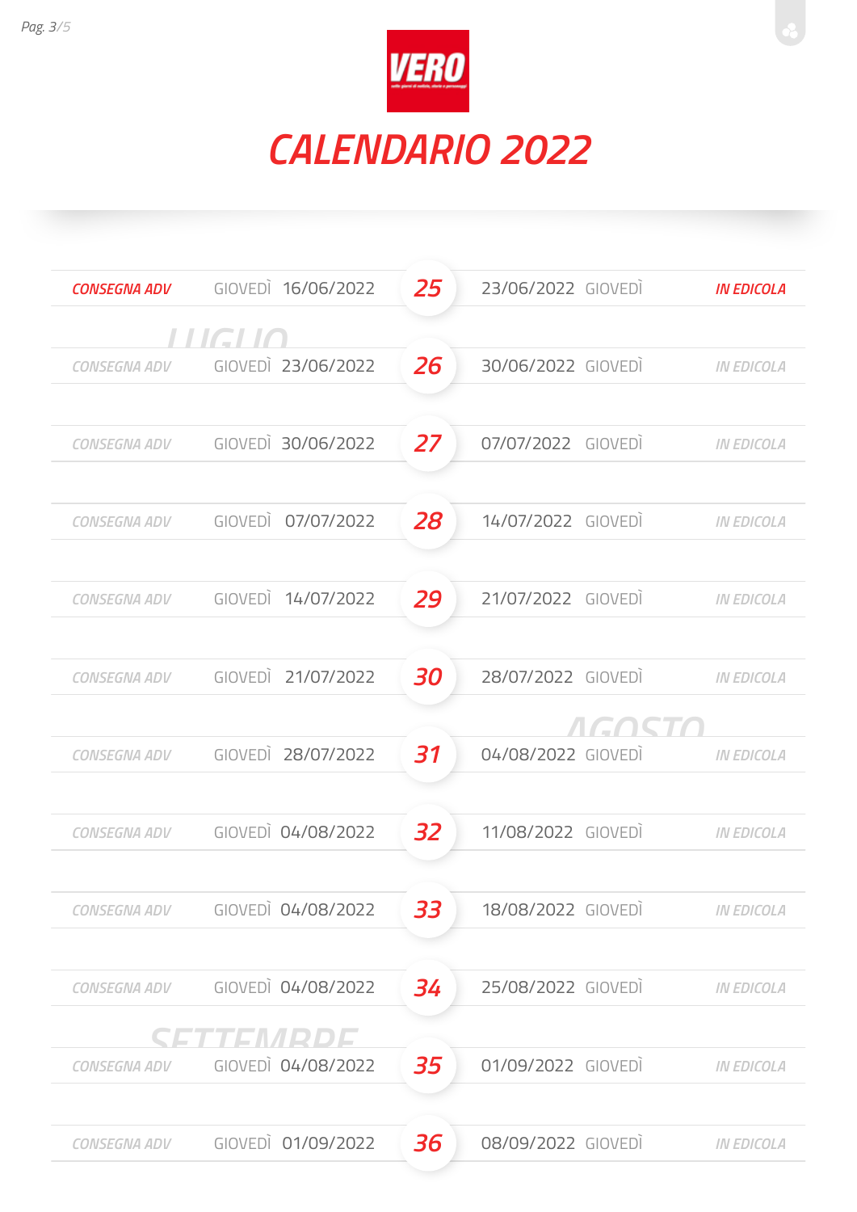# VERO

## CALENDARIO 2022

| | | | | | | |
|---|---|---|---|---|---|---|
| CONSEGNA ADV | GIOVEDÌ | 16/06/2022 | 25 | 23/06/2022 | GIOVEDÌ | IN EDICOLA |
| **LUGLIO** | | | | | | |
| CONSEGNA ADV | GIOVEDÌ | 23/06/2022 | 26 | 30/06/2022 | GIOVEDÌ | IN EDICOLA |
| CONSEGNA ADV | GIOVEDÌ | 30/06/2022 | 27 | 07/07/2022 | GIOVEDÌ | IN EDICOLA |
| CONSEGNA ADV | GIOVEDÌ | 07/07/2022 | 28 | 14/07/2022 | GIOVEDÌ | IN EDICOLA |
| CONSEGNA ADV | GIOVEDÌ | 14/07/2022 | 29 | 21/07/2022 | GIOVEDÌ | IN EDICOLA |
| CONSEGNA ADV | GIOVEDÌ | 21/07/2022 | 30 | 28/07/2022 | GIOVEDÌ | IN EDICOLA |
| | | | | **AGOSTO** | | |
| CONSEGNA ADV | GIOVEDÌ | 28/07/2022 | 31 | 04/08/2022 | GIOVEDÌ | IN EDICOLA |
| CONSEGNA ADV | GIOVEDÌ | 04/08/2022 | 32 | 11/08/2022 | GIOVEDÌ | IN EDICOLA |
| CONSEGNA ADV | GIOVEDÌ | 04/08/2022 | 33 | 18/08/2022 | GIOVEDÌ | IN EDICOLA |
| CONSEGNA ADV | GIOVEDÌ | 04/08/2022 | 34 | 25/08/2022 | GIOVEDÌ | IN EDICOLA |
| **SETTEMBRE** | | | | | | |
| CONSEGNA ADV | GIOVEDÌ | 04/08/2022 | 35 | 01/09/2022 | GIOVEDÌ | IN EDICOLA |
| CONSEGNA ADV | GIOVEDÌ | 01/09/2022 | 36 | 08/09/2022 | GIOVEDÌ | IN EDICOLA |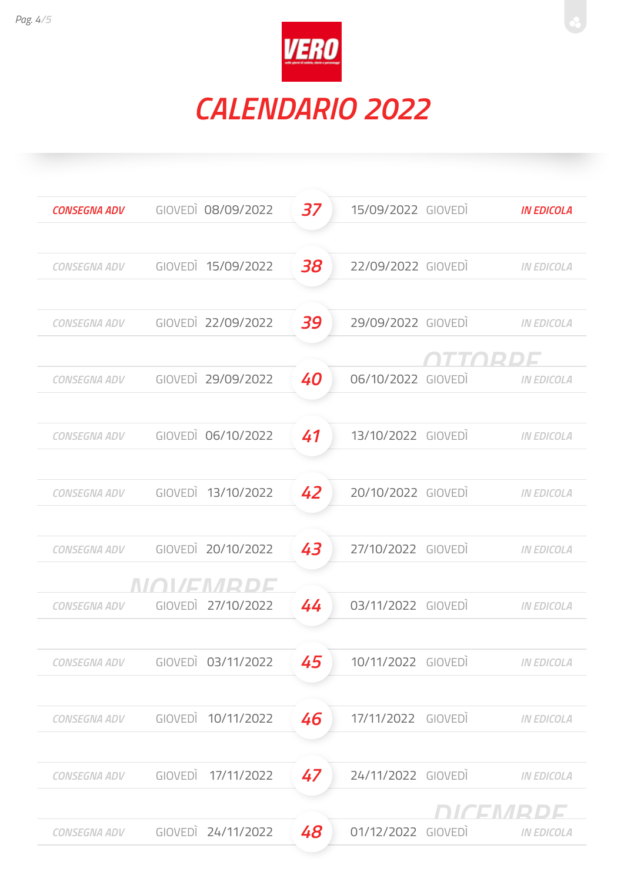VERO

# CALENDARIO 2022

| | | | | | | |
|---|---|---|---|---|---|---|
| CONSEGNA ADV | GIOVEDÌ | 08/09/2022 | 37 | 15/09/2022 | GIOVEDÌ | IN EDICOLA |
| CONSEGNA ADV | GIOVEDÌ | 15/09/2022 | 38 | 22/09/2022 | GIOVEDÌ | IN EDICOLA |
| CONSEGNA ADV | GIOVEDÌ | 22/09/2022 | 39 | 29/09/2022 | GIOVEDÌ | IN EDICOLA |
| | | | | OTTOBRE | | |
| CONSEGNA ADV | GIOVEDÌ | 29/09/2022 | 40 | 06/10/2022 | GIOVEDÌ | IN EDICOLA |
| CONSEGNA ADV | GIOVEDÌ | 06/10/2022 | 41 | 13/10/2022 | GIOVEDÌ | IN EDICOLA |
| CONSEGNA ADV | GIOVEDÌ | 13/10/2022 | 42 | 20/10/2022 | GIOVEDÌ | IN EDICOLA |
| CONSEGNA ADV | GIOVEDÌ | 20/10/2022 | 43 | 27/10/2022 | GIOVEDÌ | IN EDICOLA |
| | | NOVEMBRE | | | | |
| CONSEGNA ADV | GIOVEDÌ | 27/10/2022 | 44 | 03/11/2022 | GIOVEDÌ | IN EDICOLA |
| CONSEGNA ADV | GIOVEDÌ | 03/11/2022 | 45 | 10/11/2022 | GIOVEDÌ | IN EDICOLA |
| CONSEGNA ADV | GIOVEDÌ | 10/11/2022 | 46 | 17/11/2022 | GIOVEDÌ | IN EDICOLA |
| CONSEGNA ADV | GIOVEDÌ | 17/11/2022 | 47 | 24/11/2022 | GIOVEDÌ | IN EDICOLA |
| | | | | DICEMBRE | | |
| CONSEGNA ADV | GIOVEDÌ | 24/11/2022 | 48 | 01/12/2022 | GIOVEDÌ | IN EDICOLA |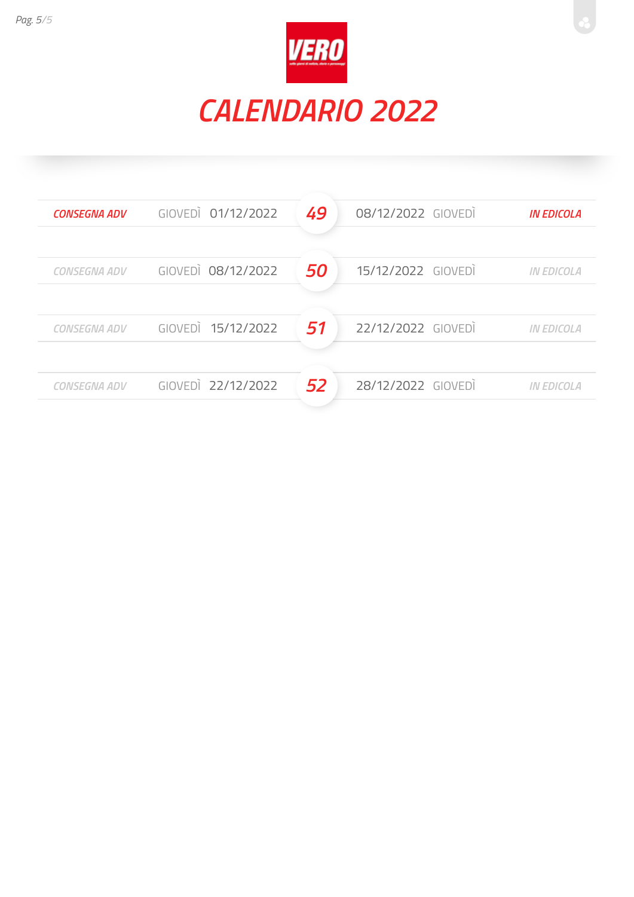VERO

# CALENDARIO 2022

| | | | | | | |
|---|---|---|---|---|---|---|
| CONSEGNA ADV | GIOVEDÌ | 01/12/2022 | 49 | 08/12/2022 | GIOVEDÌ | IN EDICOLA |
| CONSEGNA ADV | GIOVEDÌ | 08/12/2022 | 50 | 15/12/2022 | GIOVEDÌ | IN EDICOLA |
| CONSEGNA ADV | GIOVEDÌ | 15/12/2022 | 51 | 22/12/2022 | GIOVEDÌ | IN EDICOLA |
| CONSEGNA ADV | GIOVEDÌ | 22/12/2022 | 52 | 28/12/2022 | GIOVEDÌ | IN EDICOLA |